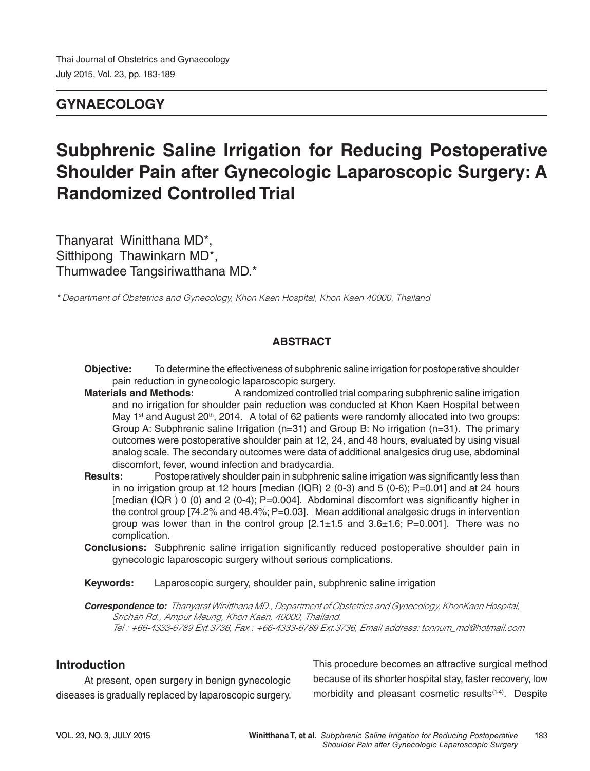## GYNAECOLOGY

# Subphrenic Saline Irrigation for Reducing Postoperative Shoulder Pain after Gynecologic Laparoscopic Surgery: A Randomized Controlled Trial

Thanyarat Winitthana MD*,
Sitthipong Thawinkarn MD*,
Thumwadee Tangsiriwatthana MD.*

*\* Department of Obstetrics and Gynecology, Khon Kaen Hospital, Khon Kaen 40000, Thailand*

### ABSTRACT

**Objective:** To determine the effectiveness of subphrenic saline irrigation for postoperative shoulder pain reduction in gynecologic laparoscopic surgery.

**Materials and Methods:** A randomized controlled trial comparing subphrenic saline irrigation and no irrigation for shoulder pain reduction was conducted at Khon Kaen Hospital between May 1st and August 20th, 2014. A total of 62 patients were randomly allocated into two groups: Group A: Subphrenic saline Irrigation (n=31) and Group B: No irrigation (n=31). The primary outcomes were postoperative shoulder pain at 12, 24, and 48 hours, evaluated by using visual analog scale. The secondary outcomes were data of additional analgesics drug use, abdominal discomfort, fever, wound infection and bradycardia.

**Results:** Postoperatively shoulder pain in subphrenic saline irrigation was significantly less than in no irrigation group at 12 hours [median (IQR) 2 (0-3) and 5 (0-6); P=0.01] and at 24 hours [median (IQR ) 0 (0) and 2 (0-4); P=0.004]. Abdominal discomfort was significantly higher in the control group [74.2% and 48.4%; P=0.03]. Mean additional analgesic drugs in intervention group was lower than in the control group [2.1±1.5 and 3.6±1.6; P=0.001]. There was no complication.

**Conclusions:** Subphrenic saline irrigation significantly reduced postoperative shoulder pain in gynecologic laparoscopic surgery without serious complications.

**Keywords:** Laparoscopic surgery, shoulder pain, subphrenic saline irrigation

***Correspondence to:*** *Thanyarat Winitthana MD., Department of Obstetrics and Gynecology, KhonKaen Hospital, Srichan Rd., Ampur Meung, Khon Kaen, 40000, Thailand. Tel : +66-4333-6789 Ext.3736, Fax : +66-4333-6789 Ext.3736, Email address: tonnum_md@hotmail.com*

## Introduction

At present, open surgery in benign gynecologic diseases is gradually replaced by laparoscopic surgery. This procedure becomes an attractive surgical method because of its shorter hospital stay, faster recovery, low morbidity and pleasant cosmetic results[1-4]. Despite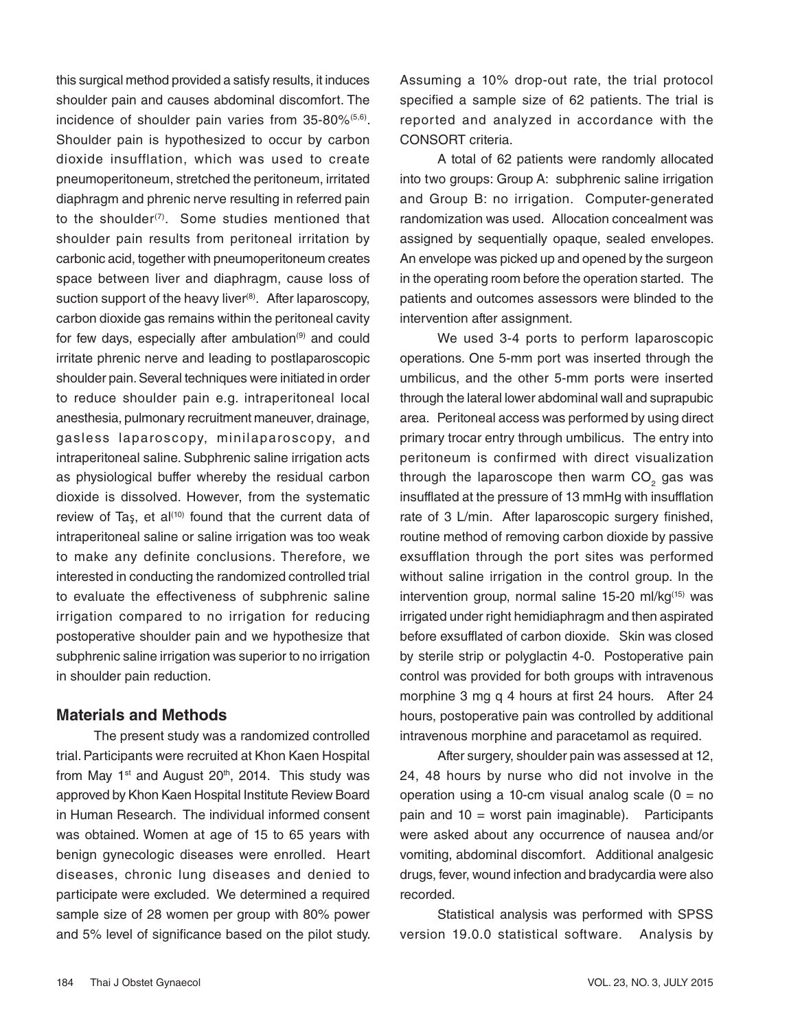this surgical method provided a satisfy results, it induces shoulder pain and causes abdominal discomfort. The incidence of shoulder pain varies from 35-80%[5,6]. Shoulder pain is hypothesized to occur by carbon dioxide insufflation, which was used to create pneumoperitoneum, stretched the peritoneum, irritated diaphragm and phrenic nerve resulting in referred pain to the shoulder[7]. Some studies mentioned that shoulder pain results from peritoneal irritation by carbonic acid, together with pneumoperitoneum creates space between liver and diaphragm, cause loss of suction support of the heavy liver[8]. After laparoscopy, carbon dioxide gas remains within the peritoneal cavity for few days, especially after ambulation[9] and could irritate phrenic nerve and leading to postlaparoscopic shoulder pain. Several techniques were initiated in order to reduce shoulder pain e.g. intraperitoneal local anesthesia, pulmonary recruitment maneuver, drainage, gasless laparoscopy, minilaparoscopy, and intraperitoneal saline. Subphrenic saline irrigation acts as physiological buffer whereby the residual carbon dioxide is dissolved. However, from the systematic review of Taş, et al[10] found that the current data of intraperitoneal saline or saline irrigation was too weak to make any definite conclusions. Therefore, we interested in conducting the randomized controlled trial to evaluate the effectiveness of subphrenic saline irrigation compared to no irrigation for reducing postoperative shoulder pain and we hypothesize that subphrenic saline irrigation was superior to no irrigation in shoulder pain reduction.

## Materials and Methods

The present study was a randomized controlled trial. Participants were recruited at Khon Kaen Hospital from May 1st and August 20th, 2014. This study was approved by Khon Kaen Hospital Institute Review Board in Human Research. The individual informed consent was obtained. Women at age of 15 to 65 years with benign gynecologic diseases were enrolled. Heart diseases, chronic lung diseases and denied to participate were excluded. We determined a required sample size of 28 women per group with 80% power and 5% level of significance based on the pilot study. Assuming a 10% drop-out rate, the trial protocol specified a sample size of 62 patients. The trial is reported and analyzed in accordance with the CONSORT criteria.

A total of 62 patients were randomly allocated into two groups: Group A: subphrenic saline irrigation and Group B: no irrigation. Computer-generated randomization was used. Allocation concealment was assigned by sequentially opaque, sealed envelopes. An envelope was picked up and opened by the surgeon in the operating room before the operation started. The patients and outcomes assessors were blinded to the intervention after assignment.

We used 3-4 ports to perform laparoscopic operations. One 5-mm port was inserted through the umbilicus, and the other 5-mm ports were inserted through the lateral lower abdominal wall and suprapubic area. Peritoneal access was performed by using direct primary trocar entry through umbilicus. The entry into peritoneum is confirmed with direct visualization through the laparoscope then warm $CO_2$ gas was insufflated at the pressure of 13 mmHg with insufflation rate of 3 L/min. After laparoscopic surgery finished, routine method of removing carbon dioxide by passive exsufflation through the port sites was performed without saline irrigation in the control group. In the intervention group, normal saline 15-20 ml/kg[15] was irrigated under right hemidiaphragm and then aspirated before exsufflated of carbon dioxide. Skin was closed by sterile strip or polyglactin 4-0. Postoperative pain control was provided for both groups with intravenous morphine 3 mg q 4 hours at first 24 hours. After 24 hours, postoperative pain was controlled by additional intravenous morphine and paracetamol as required.

After surgery, shoulder pain was assessed at 12, 24, 48 hours by nurse who did not involve in the operation using a 10-cm visual analog scale (0 = no pain and 10 = worst pain imaginable). Participants were asked about any occurrence of nausea and/or vomiting, abdominal discomfort. Additional analgesic drugs, fever, wound infection and bradycardia were also recorded.

Statistical analysis was performed with SPSS version 19.0.0 statistical software. Analysis by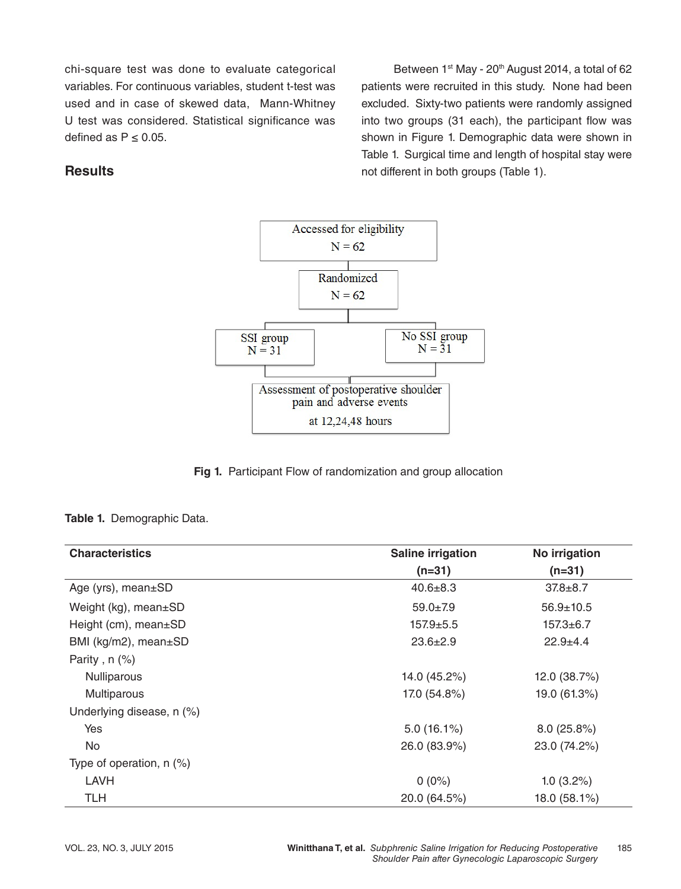chi-square test was done to evaluate categorical variables. For continuous variables, student t-test was used and in case of skewed data, Mann-Whitney U test was considered. Statistical significance was defined as P ≤ 0.05.

## Results

Between 1st May - 20th August 2014, a total of 62 patients were recruited in this study. None had been excluded. Sixty-two patients were randomly assigned into two groups (31 each), the participant flow was shown in Figure 1. Demographic data were shown in Table 1. Surgical time and length of hospital stay were not different in both groups (Table 1).

Accessed for eligibility
N = 62

Randomized
N = 62

SSI group
N = 31

No SSI group
N = 31

Assessment of postoperative shoulder pain and adverse events
at 12,24,48 hours

**Fig 1.** Participant Flow of randomization and group allocation

**Table 1.** Demographic Data.

| Characteristics | Saline irrigation (n=31) | No irrigation (n=31) |
|---|---|---|
| Age (yrs), mean±SD | 40.6±8.3 | 37.8±8.7 |
| Weight (kg), mean±SD | 59.0±7.9 | 56.9±10.5 |
| Height (cm), mean±SD | 157.9±5.5 | 157.3±6.7 |
| BMI (kg/m2), mean±SD | 23.6±2.9 | 22.9±4.4 |
| Parity , n (%) | | |
| Nulliparous | 14.0 (45.2%) | 12.0 (38.7%) |
| Multiparous | 17.0 (54.8%) | 19.0 (61.3%) |
| Underlying disease, n (%) | | |
| Yes | 5.0 (16.1%) | 8.0 (25.8%) |
| No | 26.0 (83.9%) | 23.0 (74.2%) |
| Type of operation, n (%) | | |
| LAVH | 0 (0%) | 1.0 (3.2%) |
| TLH | 20.0 (64.5%) | 18.0 (58.1%) |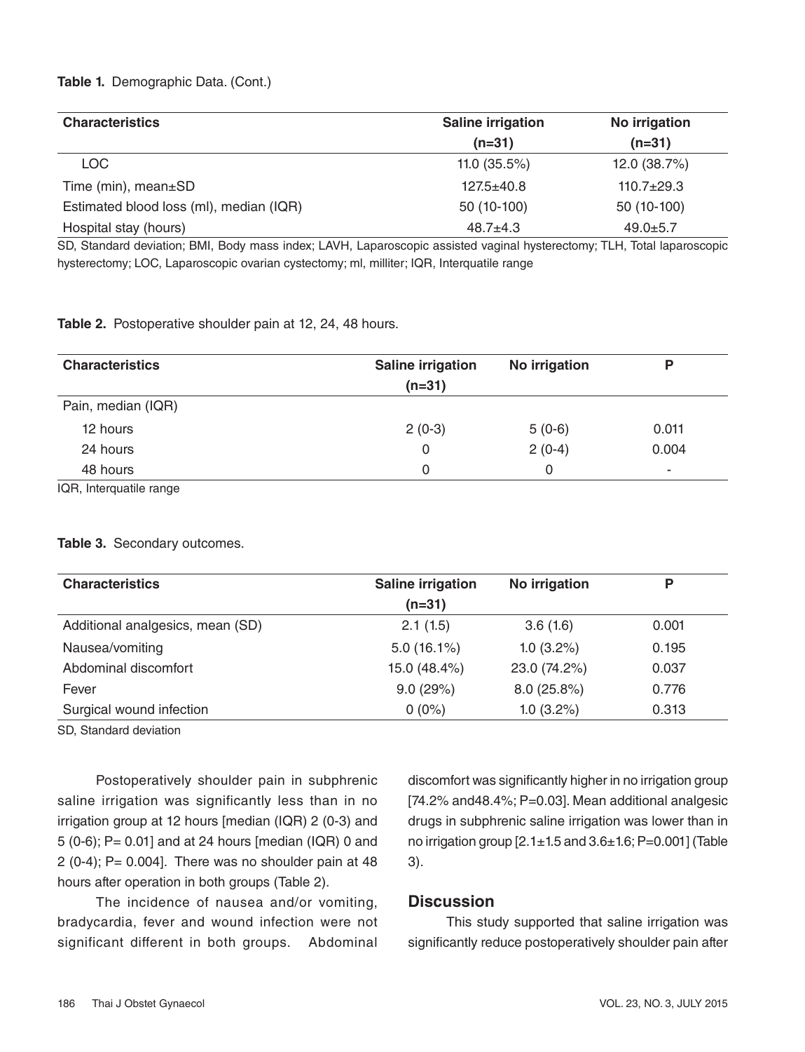**Table 1.** Demographic Data. (Cont.)

| Characteristics | Saline irrigation (n=31) | No irrigation (n=31) |
|---|---|---|
| LOC | 11.0 (35.5%) | 12.0 (38.7%) |
| Time (min), mean±SD | 127.5±40.8 | 110.7±29.3 |
| Estimated blood loss (ml), median (IQR) | 50 (10-100) | 50 (10-100) |
| Hospital stay (hours) | 48.7±4.3 | 49.0±5.7 |

SD, Standard deviation; BMI, Body mass index; LAVH, Laparoscopic assisted vaginal hysterectomy; TLH, Total laparoscopic hysterectomy; LOC, Laparoscopic ovarian cystectomy; ml, milliter; IQR, Interquatile range

**Table 2.** Postoperative shoulder pain at 12, 24, 48 hours.

| Characteristics | Saline irrigation (n=31) | No irrigation | P |
|---|---|---|---|
| Pain, median (IQR) | | | |
| 12 hours | 2 (0-3) | 5 (0-6) | 0.011 |
| 24 hours | 0 | 2 (0-4) | 0.004 |
| 48 hours | 0 | 0 | - |

IQR, Interquatile range

**Table 3.** Secondary outcomes.

| Characteristics | Saline irrigation (n=31) | No irrigation | P |
|---|---|---|---|
| Additional analgesics, mean (SD) | 2.1 (1.5) | 3.6 (1.6) | 0.001 |
| Nausea/vomiting | 5.0 (16.1%) | 1.0 (3.2%) | 0.195 |
| Abdominal discomfort | 15.0 (48.4%) | 23.0 (74.2%) | 0.037 |
| Fever | 9.0 (29%) | 8.0 (25.8%) | 0.776 |
| Surgical wound infection | 0 (0%) | 1.0 (3.2%) | 0.313 |

SD, Standard deviation

Postoperatively shoulder pain in subphrenic saline irrigation was significantly less than in no irrigation group at 12 hours [median (IQR) 2 (0-3) and 5 (0-6); P= 0.01] and at 24 hours [median (IQR) 0 and 2 (0-4); P= 0.004]. There was no shoulder pain at 48 hours after operation in both groups (Table 2).

The incidence of nausea and/or vomiting, bradycardia, fever and wound infection were not significant different in both groups. Abdominal discomfort was significantly higher in no irrigation group [74.2% and48.4%; P=0.03]. Mean additional analgesic drugs in subphrenic saline irrigation was lower than in no irrigation group [2.1±1.5 and 3.6±1.6; P=0.001] (Table 3).

## Discussion

This study supported that saline irrigation was significantly reduce postoperatively shoulder pain after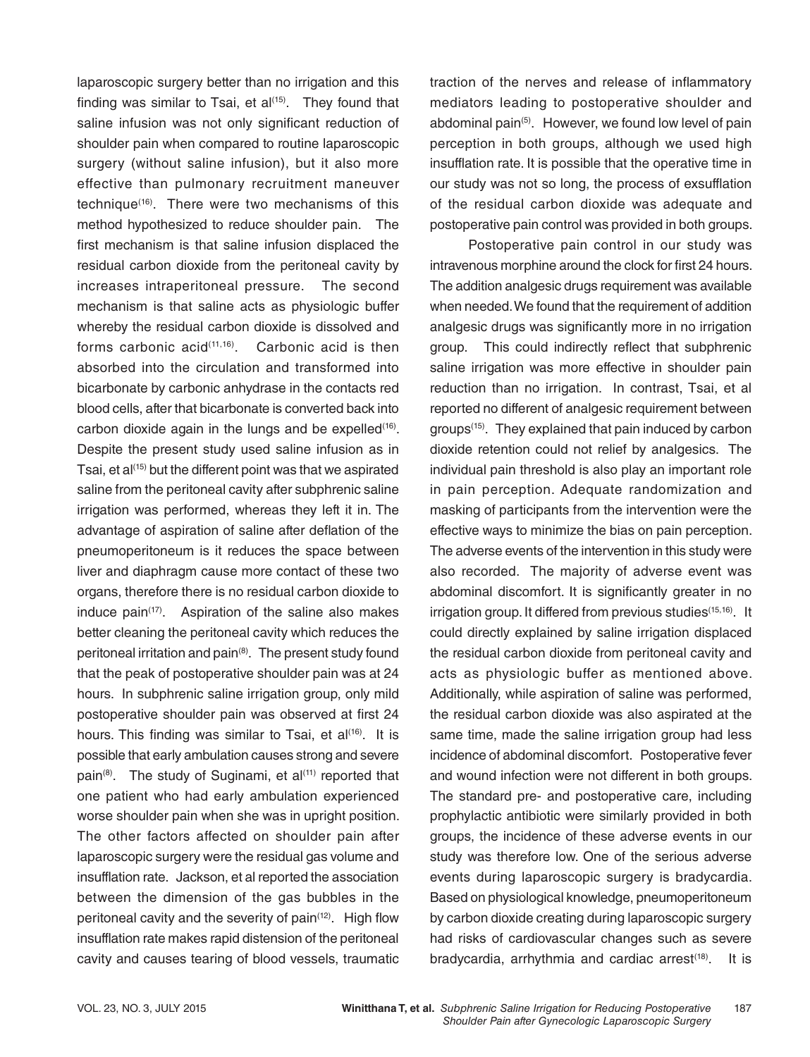laparoscopic surgery better than no irrigation and this finding was similar to Tsai, et al[15]. They found that saline infusion was not only significant reduction of shoulder pain when compared to routine laparoscopic surgery (without saline infusion), but it also more effective than pulmonary recruitment maneuver technique[16]. There were two mechanisms of this method hypothesized to reduce shoulder pain. The first mechanism is that saline infusion displaced the residual carbon dioxide from the peritoneal cavity by increases intraperitoneal pressure. The second mechanism is that saline acts as physiologic buffer whereby the residual carbon dioxide is dissolved and forms carbonic acid[11,16]. Carbonic acid is then absorbed into the circulation and transformed into bicarbonate by carbonic anhydrase in the contacts red blood cells, after that bicarbonate is converted back into carbon dioxide again in the lungs and be expelled[16]. Despite the present study used saline infusion as in Tsai, et al[15] but the different point was that we aspirated saline from the peritoneal cavity after subphrenic saline irrigation was performed, whereas they left it in. The advantage of aspiration of saline after deflation of the pneumoperitoneum is it reduces the space between liver and diaphragm cause more contact of these two organs, therefore there is no residual carbon dioxide to induce pain[17]. Aspiration of the saline also makes better cleaning the peritoneal cavity which reduces the peritoneal irritation and pain[8]. The present study found that the peak of postoperative shoulder pain was at 24 hours. In subphrenic saline irrigation group, only mild postoperative shoulder pain was observed at first 24 hours. This finding was similar to Tsai, et al[16]. It is possible that early ambulation causes strong and severe pain[8]. The study of Suginami, et al[11] reported that one patient who had early ambulation experienced worse shoulder pain when she was in upright position. The other factors affected on shoulder pain after laparoscopic surgery were the residual gas volume and insufflation rate. Jackson, et al reported the association between the dimension of the gas bubbles in the peritoneal cavity and the severity of pain[12]. High flow insufflation rate makes rapid distension of the peritoneal cavity and causes tearing of blood vessels, traumatic traction of the nerves and release of inflammatory mediators leading to postoperative shoulder and abdominal pain[5]. However, we found low level of pain perception in both groups, although we used high insufflation rate. It is possible that the operative time in our study was not so long, the process of exsufflation of the residual carbon dioxide was adequate and postoperative pain control was provided in both groups.

Postoperative pain control in our study was intravenous morphine around the clock for first 24 hours. The addition analgesic drugs requirement was available when needed. We found that the requirement of addition analgesic drugs was significantly more in no irrigation group. This could indirectly reflect that subphrenic saline irrigation was more effective in shoulder pain reduction than no irrigation. In contrast, Tsai, et al reported no different of analgesic requirement between groups[15]. They explained that pain induced by carbon dioxide retention could not relief by analgesics. The individual pain threshold is also play an important role in pain perception. Adequate randomization and masking of participants from the intervention were the effective ways to minimize the bias on pain perception. The adverse events of the intervention in this study were also recorded. The majority of adverse event was abdominal discomfort. It is significantly greater in no irrigation group. It differed from previous studies[15,16]. It could directly explained by saline irrigation displaced the residual carbon dioxide from peritoneal cavity and acts as physiologic buffer as mentioned above. Additionally, while aspiration of saline was performed, the residual carbon dioxide was also aspirated at the same time, made the saline irrigation group had less incidence of abdominal discomfort. Postoperative fever and wound infection were not different in both groups. The standard pre- and postoperative care, including prophylactic antibiotic were similarly provided in both groups, the incidence of these adverse events in our study was therefore low. One of the serious adverse events during laparoscopic surgery is bradycardia. Based on physiological knowledge, pneumoperitoneum by carbon dioxide creating during laparoscopic surgery had risks of cardiovascular changes such as severe bradycardia, arrhythmia and cardiac arrest[18]. It is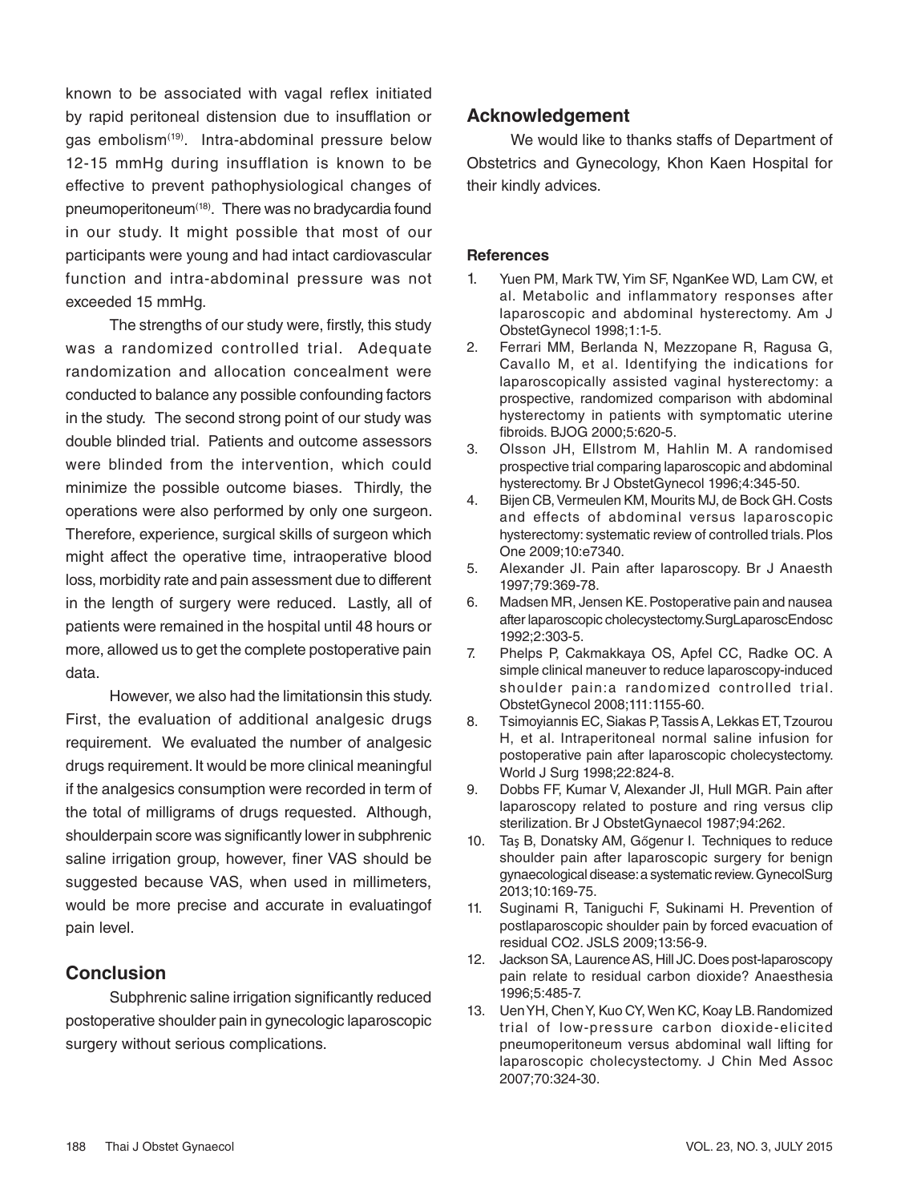known to be associated with vagal reflex initiated by rapid peritoneal distension due to insufflation or gas embolism[19]. Intra-abdominal pressure below 12-15 mmHg during insufflation is known to be effective to prevent pathophysiological changes of pneumoperitoneum[18]. There was no bradycardia found in our study. It might possible that most of our participants were young and had intact cardiovascular function and intra-abdominal pressure was not exceeded 15 mmHg.

The strengths of our study were, firstly, this study was a randomized controlled trial. Adequate randomization and allocation concealment were conducted to balance any possible confounding factors in the study. The second strong point of our study was double blinded trial. Patients and outcome assessors were blinded from the intervention, which could minimize the possible outcome biases. Thirdly, the operations were also performed by only one surgeon. Therefore, experience, surgical skills of surgeon which might affect the operative time, intraoperative blood loss, morbidity rate and pain assessment due to different in the length of surgery were reduced. Lastly, all of patients were remained in the hospital until 48 hours or more, allowed us to get the complete postoperative pain data.

However, we also had the limitationsin this study. First, the evaluation of additional analgesic drugs requirement. We evaluated the number of analgesic drugs requirement. It would be more clinical meaningful if the analgesics consumption were recorded in term of the total of milligrams of drugs requested. Although, shoulderpain score was significantly lower in subphrenic saline irrigation group, however, finer VAS should be suggested because VAS, when used in millimeters, would be more precise and accurate in evaluatingof pain level.

## Conclusion

Subphrenic saline irrigation significantly reduced postoperative shoulder pain in gynecologic laparoscopic surgery without serious complications.

## Acknowledgement

We would like to thanks staffs of Department of Obstetrics and Gynecology, Khon Kaen Hospital for their kindly advices.

### References

1. Yuen PM, Mark TW, Yim SF, NganKee WD, Lam CW, et al. Metabolic and inflammatory responses after laparoscopic and abdominal hysterectomy. Am J ObstetGynecol 1998;1:1-5.
2. Ferrari MM, Berlanda N, Mezzopane R, Ragusa G, Cavallo M, et al. Identifying the indications for laparoscopically assisted vaginal hysterectomy: a prospective, randomized comparison with abdominal hysterectomy in patients with symptomatic uterine fibroids. BJOG 2000;5:620-5.
3. Olsson JH, Ellstrom M, Hahlin M. A randomised prospective trial comparing laparoscopic and abdominal hysterectomy. Br J ObstetGynecol 1996;4:345-50.
4. Bijen CB, Vermeulen KM, Mourits MJ, de Bock GH. Costs and effects of abdominal versus laparoscopic hysterectomy: systematic review of controlled trials. Plos One 2009;10:e7340.
5. Alexander JI. Pain after laparoscopy. Br J Anaesth 1997;79:369-78.
6. Madsen MR, Jensen KE. Postoperative pain and nausea after laparoscopic cholecystectomy.SurgLaparoscEndosc 1992;2:303-5.
7. Phelps P, Cakmakkaya OS, Apfel CC, Radke OC. A simple clinical maneuver to reduce laparoscopy-induced shoulder pain:a randomized controlled trial. ObstetGynecol 2008;111:1155-60.
8. Tsimoyiannis EC, Siakas P, Tassis A, Lekkas ET, Tzourou H, et al. Intraperitoneal normal saline infusion for postoperative pain after laparoscopic cholecystectomy. World J Surg 1998;22:824-8.
9. Dobbs FF, Kumar V, Alexander JI, Hull MGR. Pain after laparoscopy related to posture and ring versus clip sterilization. Br J ObstetGynaecol 1987;94:262.
10. Taş B, Donatsky AM, Gőgenur I. Techniques to reduce shoulder pain after laparoscopic surgery for benign gynaecological disease: a systematic review. GynecolSurg 2013;10:169-75.
11. Suginami R, Taniguchi F, Sukinami H. Prevention of postlaparoscopic shoulder pain by forced evacuation of residual CO2. JSLS 2009;13:56-9.
12. Jackson SA, Laurence AS, Hill JC. Does post-laparoscopy pain relate to residual carbon dioxide? Anaesthesia 1996;5:485-7.
13. Uen YH, Chen Y, Kuo CY, Wen KC, Koay LB. Randomized trial of low-pressure carbon dioxide-elicited pneumoperitoneum versus abdominal wall lifting for laparoscopic cholecystectomy. J Chin Med Assoc 2007;70:324-30.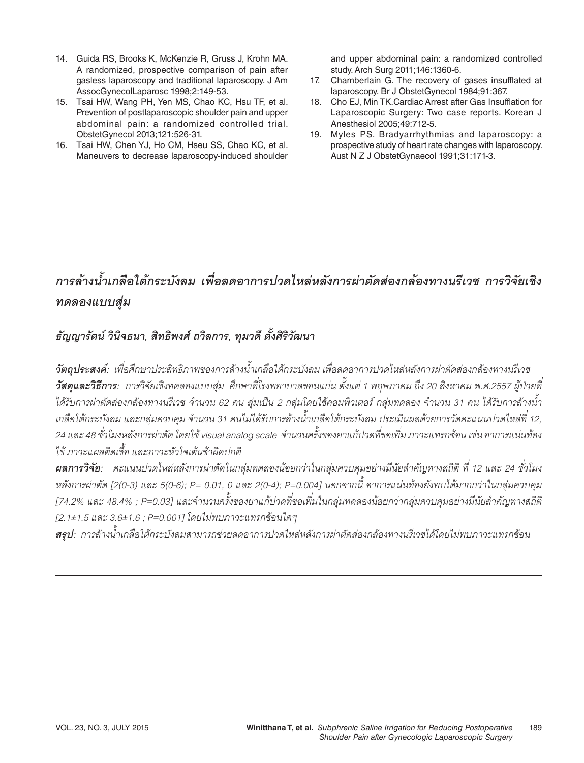14. Guida RS, Brooks K, McKenzie R, Gruss J, Krohn MA. A randomized, prospective comparison of pain after gasless laparoscopy and traditional laparoscopy. J Am AssocGynecolLaparosc 1998;2:149-53.
15. Tsai HW, Wang PH, Yen MS, Chao KC, Hsu TF, et al. Prevention of postlaparoscopic shoulder pain and upper abdominal pain: a randomized controlled trial. ObstetGynecol 2013;121:526-31.
16. Tsai HW, Chen YJ, Ho CM, Hseu SS, Chao KC, et al. Maneuvers to decrease laparoscopy-induced shoulder and upper abdominal pain: a randomized controlled study. Arch Surg 2011;146:1360-6.
17. Chamberlain G. The recovery of gases insufflated at laparoscopy. Br J ObstetGynecol 1984;91:367.
18. Cho EJ, Min TK.Cardiac Arrest after Gas Insufflation for Laparoscopic Surgery: Two case reports. Korean J Anesthesiol 2005;49:712-5.
19. Myles PS. Bradyarrhythmias and laparoscopy: a prospective study of heart rate changes with laparoscopy. Aust N Z J ObstetGynaecol 1991;31:171-3.

---

## *การล้างน้ำเกลือใต้กระบังลม เพื่อลดอาการปวดไหล่หลังการผ่าตัดส่องกล้องทางนรีเวช การวิจัยเชิงทดลองแบบสุ่ม*

### *ธัญญารัตน์ วินิจธนา, สิทธิพงศ์ ถวิลการ, ทุมวดี ตั้งศิริวัฒนา*

***วัตถุประสงค์***: *เพื่อศึกษาประสิทธิภาพของการล้างน้ำเกลือใต้กระบังลม เพื่อลดอาการปวดไหล่หลังการผ่าตัดส่องกล้องทางนรีเวช*

***วัสดุและวิธีการ***: *การวิจัยเชิงทดลองแบบสุ่ม ศึกษาที่โรงพยาบาลขอนแก่น ตั้งแต่ 1 พฤษภาคม ถึง 20 สิงหาคม พ.ศ.2557 ผู้ป่วยที่ได้รับการผ่าตัดส่องกล้องทางนรีเวช จำนวน 62 คน สุ่มเป็น 2 กลุ่มโดยใช้คอมพิวเตอร์ กลุ่มทดลอง จำนวน 31 คน ได้รับการล้างน้ำเกลือใต้กระบังลม และกลุ่มควบคุม จำนวน 31 คนไม่ได้รับการล้างน้ำเกลือใต้กระบังลม ประเมินผลด้วยการวัดคะแนนปวดไหล่ที่ 12, 24 และ 48 ชั่วโมงหลังการผ่าตัด โดยใช้ visual analog scale จำนวนครั้งของยาแก้ปวดที่ขอเพิ่ม ภาวะแทรกซ้อน เช่น อาการแน่นท้อง ไข้ ภาวะแผลติดเชื้อ และภาวะหัวใจเต้นช้าผิดปกติ*

***ผลการวิจัย***: *คะแนนปวดไหล่หลังการผ่าตัดในกลุ่มทดลองน้อยกว่าในกลุ่มควบคุมอย่างมีนัยสำคัญทางสถิติ ที่ 12 และ 24 ชั่วโมงหลังการผ่าตัด [2(0-3) และ 5(0-6); P= 0.01, 0 และ 2(0-4); P=0.004] นอกจากนี้ อาการแน่นท้องยังพบได้มากกว่าในกลุ่มควบคุม [74.2% และ 48.4% ; P=0.03] และจำนวนครั้งของยาแก้ปวดที่ขอเพิ่มในกลุ่มทดลองน้อยกว่ากลุ่มควบคุมอย่างมีนัยสำคัญทางสถิติ [2.1±1.5 และ 3.6±1.6 ; P=0.001] โดยไม่พบภาวะแทรกซ้อนใดๆ*

***สรุป***: *การล้างน้ำเกลือใต้กระบังลมสามารถช่วยลดอาการปวดไหล่หลังการผ่าตัดส่องกล้องทางนรีเวชได้โดยไม่พบภาวะแทรกซ้อน*

---